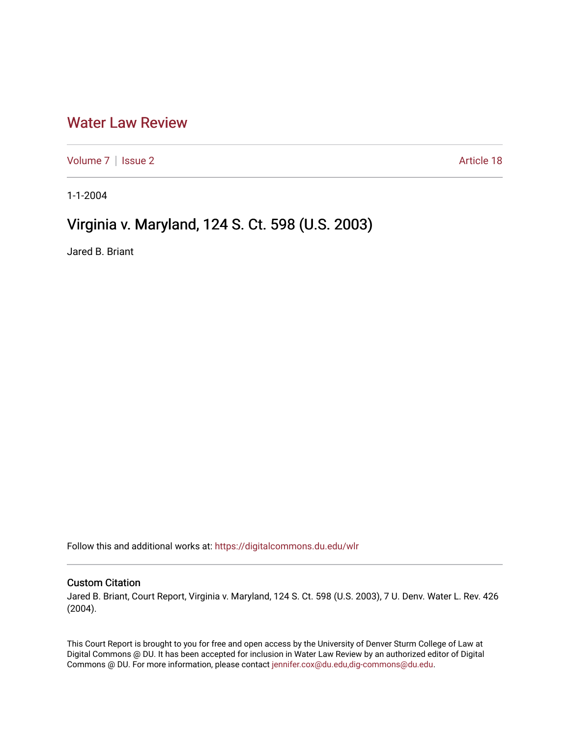# Water Law Review

Volume 7 | Issue 2 Article 18

1-1-2004

## Virginia v. Maryland, 124 S. Ct. 598 (U.S. 2003)

Jared B. Briant

Follow this and additional works at: https://digitalcommons.du.edu/wlr

### Custom Citation

Jared B. Briant, Court Report, Virginia v. Maryland, 124 S. Ct. 598 (U.S. 2003), 7 U. Denv. Water L. Rev. 426 (2004).

This Court Report is brought to you for free and open access by the University of Denver Sturm College of Law at Digital Commons @ DU. It has been accepted for inclusion in Water Law Review by an authorized editor of Digital Commons @ DU. For more information, please contact jennifer.cox@du.edu,dig-commons@du.edu.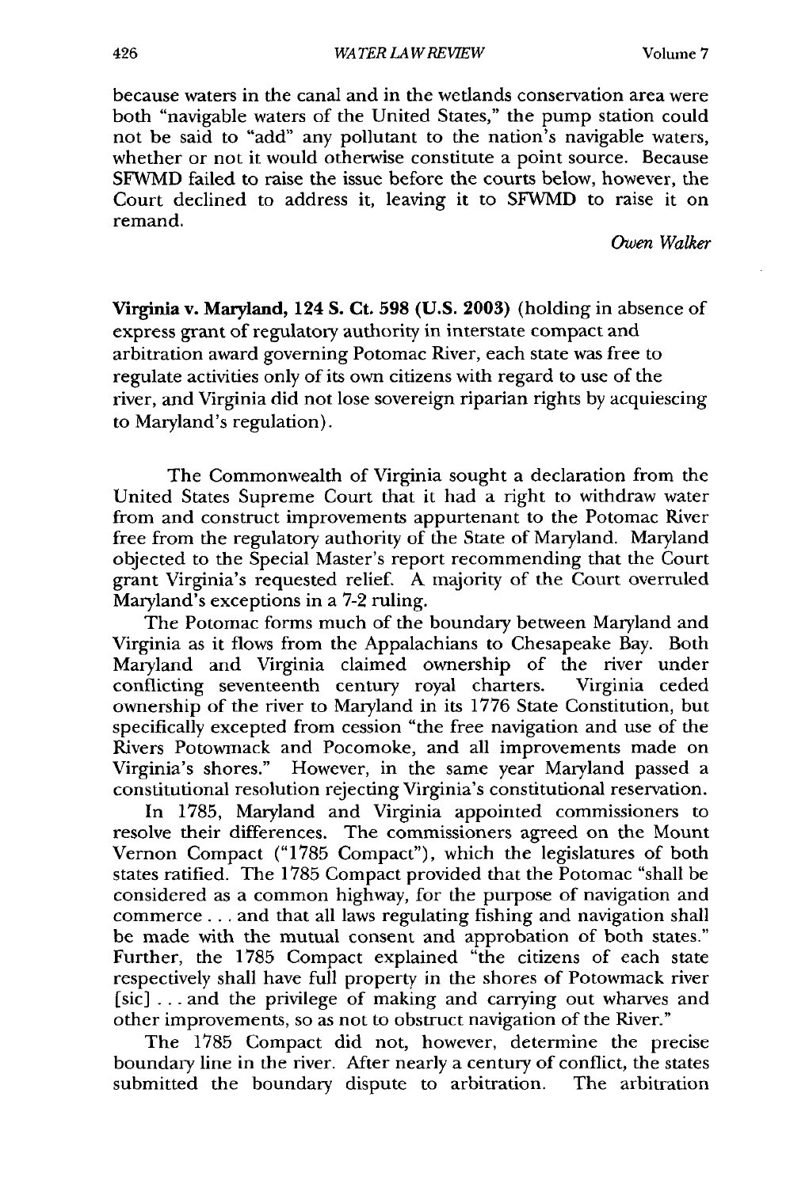because waters in the canal and in the wetlands conservation area were both "navigable waters of the United States," the pump station could not be said to "add" any pollutant to the nation's navigable waters, whether or not it would otherwise constitute a point source. Because SFWMD failed to raise the issue before the courts below, however, the Court declined to address it, leaving it to SFWMD to raise it on remand.

*Owen Walker*

**Virginia v. Maryland, 124 S. Ct. 598 (U.S. 2003)** (holding in absence of express grant of regulatory authority in interstate compact and arbitration award governing Potomac River, each state was free to regulate activities only of its own citizens with regard to use of the river, and Virginia did not lose sovereign riparian rights by acquiescing to Maryland's regulation).

The Commonwealth of Virginia sought a declaration from the United States Supreme Court that it had a right to withdraw water from and construct improvements appurtenant to the Potomac River free from the regulatory authority of the State of Maryland. Maryland objected to the Special Master's report recommending that the Court grant Virginia's requested relief. A majority of the Court overruled Maryland's exceptions in a 7-2 ruling.

The Potomac forms much of the boundary between Maryland and Virginia as it flows from the Appalachians to Chesapeake Bay. Both Maryland and Virginia claimed ownership of the river under conflicting seventeenth century royal charters. Virginia ceded ownership of the river to Maryland in its 1776 State Constitution, but specifically excepted from cession "the free navigation and use of the Rivers Potowmack and Pocomoke, and all improvements made on Virginia's shores." However, in the same year Maryland passed a constitutional resolution rejecting Virginia's constitutional reservation.

In 1785, Maryland and Virginia appointed commissioners to resolve their differences. The commissioners agreed on the Mount Vernon Compact ("1785 Compact"), which the legislatures of both states ratified. The 1785 Compact provided that the Potomac "shall be considered as a common highway, for the purpose of navigation and commerce . . . and that all laws regulating fishing and navigation shall be made with the mutual consent and approbation of both states." Further, the 1785 Compact explained "the citizens of each state respectively shall have full property in the shores of Potowmack river [sic] . . . and the privilege of making and carrying out wharves and other improvements, so as not to obstruct navigation of the River."

The 1785 Compact did not, however, determine the precise boundary line in the river. After nearly a century of conflict, the states submitted the boundary dispute to arbitration. The arbitration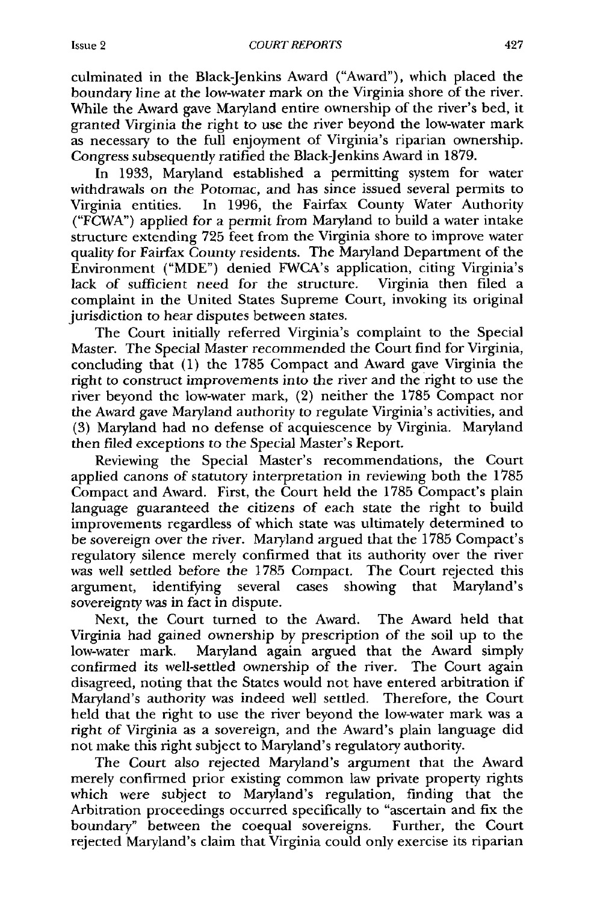culminated in the Black-Jenkins Award ("Award"), which placed the boundary line at the low-water mark on the Virginia shore of the river. While the Award gave Maryland entire ownership of the river's bed, it granted Virginia the right to use the river beyond the low-water mark as necessary to the full enjoyment of Virginia's riparian ownership. Congress subsequently ratified the Black-Jenkins Award in 1879.

In 1933, Maryland established a permitting system for water withdrawals on the Potomac, and has since issued several permits to Virginia entities. In 1996, the Fairfax County Water Authority ("FCWA") applied for a permit from Maryland to build a water intake structure extending 725 feet from the Virginia shore to improve water quality for Fairfax County residents. The Maryland Department of the Environment ("MDE") denied FWCA's application, citing Virginia's lack of sufficient need for the structure. Virginia then filed a complaint in the United States Supreme Court, invoking its original jurisdiction to hear disputes between states.

The Court initially referred Virginia's complaint to the Special Master. The Special Master recommended the Court find for Virginia, concluding that (1) the 1785 Compact and Award gave Virginia the right to construct improvements into the river and the right to use the river beyond the low-water mark, (2) neither the 1785 Compact nor the Award gave Maryland authority to regulate Virginia's activities, and (3) Maryland had no defense of acquiescence by Virginia. Maryland then filed exceptions to the Special Master's Report.

Reviewing the Special Master's recommendations, the Court applied canons of statutory interpretation in reviewing both the 1785 Compact and Award. First, the Court held the 1785 Compact's plain language guaranteed the citizens of each state the right to build improvements regardless of which state was ultimately determined to be sovereign over the river. Maryland argued that the 1785 Compact's regulatory silence merely confirmed that its authority over the river was well settled before the 1785 Compact. The Court rejected this argument, identifying several cases showing that Maryland's sovereignty was in fact in dispute.

Next, the Court turned to the Award. The Award held that Virginia had gained ownership by prescription of the soil up to the low-water mark. Maryland again argued that the Award simply confirmed its well-settled ownership of the river. The Court again disagreed, noting that the States would not have entered arbitration if Maryland's authority was indeed well settled. Therefore, the Court held that the right to use the river beyond the low-water mark was a right of Virginia as a sovereign, and the Award's plain language did not make this right subject to Maryland's regulatory authority.

The Court also rejected Maryland's argument that the Award merely confirmed prior existing common law private property rights which were subject to Maryland's regulation, finding that the Arbitration proceedings occurred specifically to "ascertain and fix the boundary" between the coequal sovereigns. Further, the Court rejected Maryland's claim that Virginia could only exercise its riparian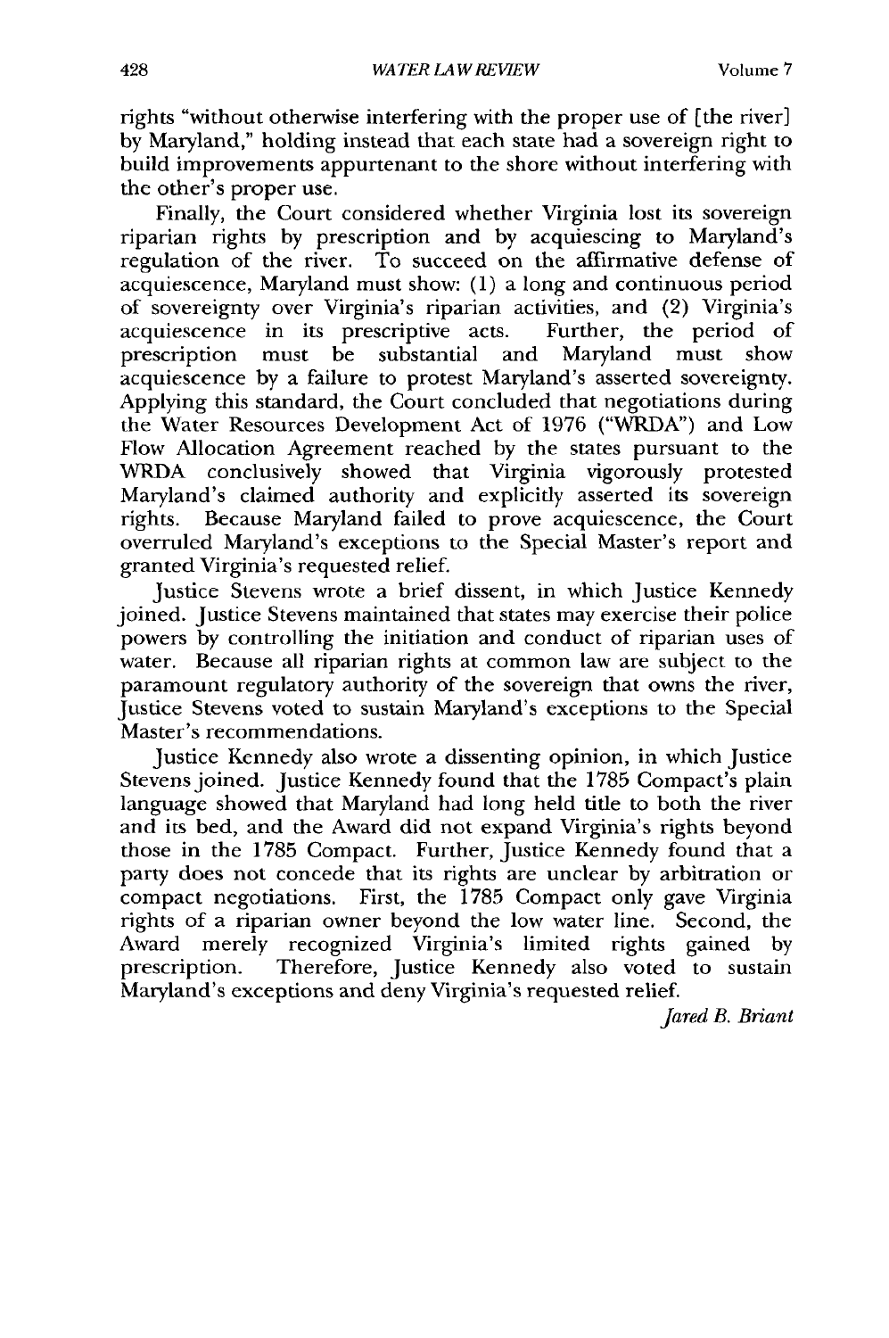rights "without otherwise interfering with the proper use of [the river] by Maryland," holding instead that each state had a sovereign right to build improvements appurtenant to the shore without interfering with the other's proper use.

Finally, the Court considered whether Virginia lost its sovereign riparian rights by prescription and by acquiescing to Maryland's regulation of the river. To succeed on the affirmative defense of acquiescence, Maryland must show: (1) a long and continuous period of sovereignty over Virginia's riparian activities, and (2) Virginia's acquiescence in its prescriptive acts. Further, the period of prescription must be substantial and Maryland must show acquiescence by a failure to protest Maryland's asserted sovereignty. Applying this standard, the Court concluded that negotiations during the Water Resources Development Act of 1976 ("WRDA") and Low Flow Allocation Agreement reached by the states pursuant to the WRDA conclusively showed that Virginia vigorously protested Maryland's claimed authority and explicitly asserted its sovereign rights. Because Maryland failed to prove acquiescence, the Court overruled Maryland's exceptions to the Special Master's report and granted Virginia's requested relief.

Justice Stevens wrote a brief dissent, in which Justice Kennedy joined. Justice Stevens maintained that states may exercise their police powers by controlling the initiation and conduct of riparian uses of water. Because all riparian rights at common law are subject to the paramount regulatory authority of the sovereign that owns the river, Justice Stevens voted to sustain Maryland's exceptions to the Special Master's recommendations.

Justice Kennedy also wrote a dissenting opinion, in which Justice Stevens joined. Justice Kennedy found that the 1785 Compact's plain language showed that Maryland had long held title to both the river and its bed, and the Award did not expand Virginia's rights beyond those in the 1785 Compact. Further, Justice Kennedy found that a party does not concede that its rights are unclear by arbitration or compact negotiations. First, the 1785 Compact only gave Virginia rights of a riparian owner beyond the low water line. Second, the Award merely recognized Virginia's limited rights gained by prescription. Therefore, Justice Kennedy also voted to sustain Maryland's exceptions and deny Virginia's requested relief.

*Jared B. Briant*